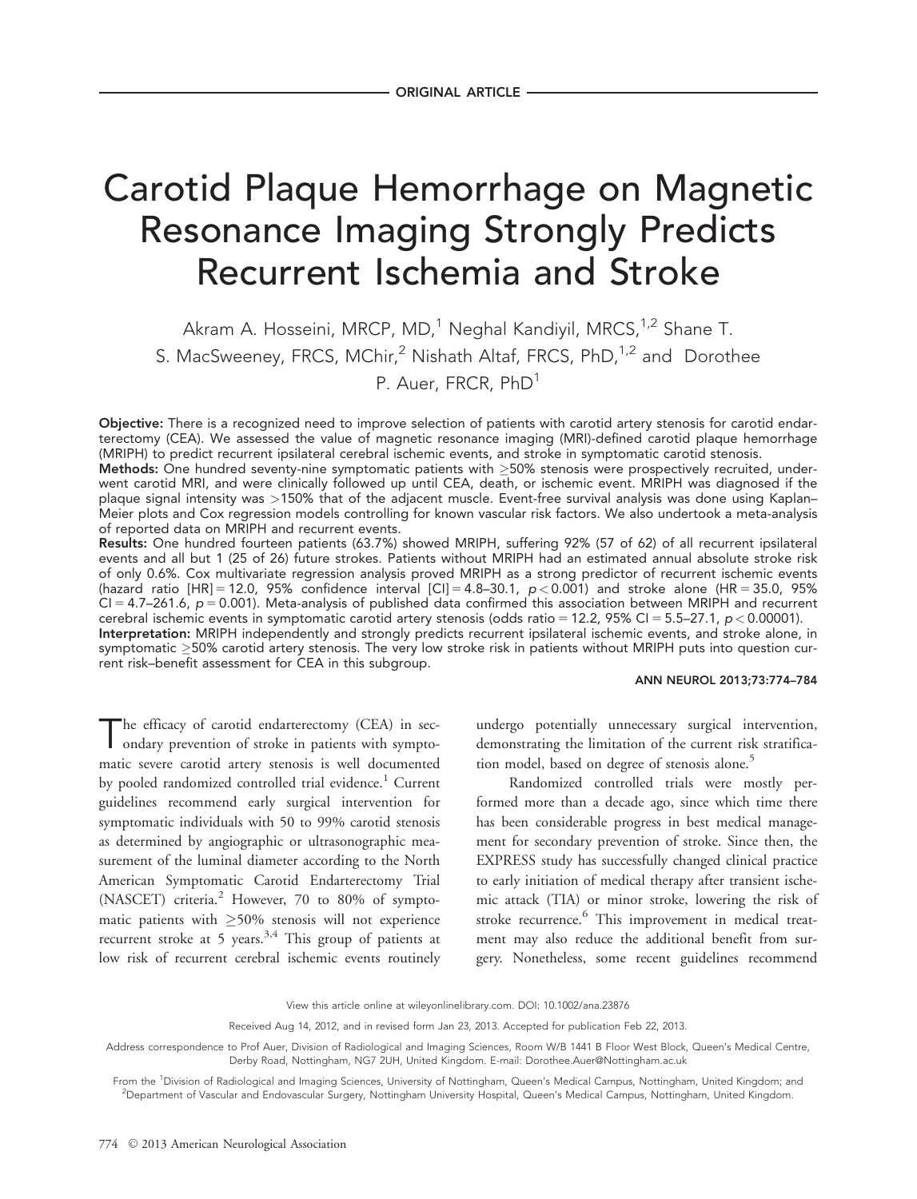ORIGINAL ARTICLE

# Carotid Plaque Hemorrhage on Magnetic Resonance Imaging Strongly Predicts Recurrent Ischemia and Stroke

Akram A. Hosseini, MRCP, MD,[1] Neghal Kandiyil, MRCS,[1,2] Shane T. S. MacSweeney, FRCS, MChir,[2] Nishath Altaf, FRCS, PhD,[1,2] and Dorothee P. Auer, FRCR, PhD[1]

**Objective:** There is a recognized need to improve selection of patients with carotid artery stenosis for carotid endarterectomy (CEA). We assessed the value of magnetic resonance imaging (MRI)-defined carotid plaque hemorrhage (MRIPH) to predict recurrent ipsilateral cerebral ischemic events, and stroke in symptomatic carotid stenosis.
**Methods:** One hundred seventy-nine symptomatic patients with ≥50% stenosis were prospectively recruited, underwent carotid MRI, and were clinically followed up until CEA, death, or ischemic event. MRIPH was diagnosed if the plaque signal intensity was >150% that of the adjacent muscle. Event-free survival analysis was done using Kaplan–Meier plots and Cox regression models controlling for known vascular risk factors. We also undertook a meta-analysis of reported data on MRIPH and recurrent events.
**Results:** One hundred fourteen patients (63.7%) showed MRIPH, suffering 92% (57 of 62) of all recurrent ipsilateral events and all but 1 (25 of 26) future strokes. Patients without MRIPH had an estimated annual absolute stroke risk of only 0.6%. Cox multivariate regression analysis proved MRIPH as a strong predictor of recurrent ischemic events (hazard ratio [HR] = 12.0, 95% confidence interval [CI] = 4.8–30.1, $p < 0.001$) and stroke alone (HR = 35.0, 95% CI = 4.7–261.6, $p = 0.001$). Meta-analysis of published data confirmed this association between MRIPH and recurrent cerebral ischemic events in symptomatic carotid artery stenosis (odds ratio = 12.2, 95% CI = 5.5–27.1, $p < 0.00001$).
**Interpretation:** MRIPH independently and strongly predicts recurrent ipsilateral ischemic events, and stroke alone, in symptomatic ≥50% carotid artery stenosis. The very low stroke risk in patients without MRIPH puts into question current risk–benefit assessment for CEA in this subgroup.

ANN NEUROL 2013;73:774–784

The efficacy of carotid endarterectomy (CEA) in secondary prevention of stroke in patients with symptomatic severe carotid artery stenosis is well documented by pooled randomized controlled trial evidence.[1] Current guidelines recommend early surgical intervention for symptomatic individuals with 50 to 99% carotid stenosis as determined by angiographic or ultrasonographic measurement of the luminal diameter according to the North American Symptomatic Carotid Endarterectomy Trial (NASCET) criteria.[2] However, 70 to 80% of symptomatic patients with ≥50% stenosis will not experience recurrent stroke at 5 years.[3,4] This group of patients at low risk of recurrent cerebral ischemic events routinely undergo potentially unnecessary surgical intervention, demonstrating the limitation of the current risk stratification model, based on degree of stenosis alone.[5]

Randomized controlled trials were mostly performed more than a decade ago, since which time there has been considerable progress in best medical management for secondary prevention of stroke. Since then, the EXPRESS study has successfully changed clinical practice to early initiation of medical therapy after transient ischemic attack (TIA) or minor stroke, lowering the risk of stroke recurrence.[6] This improvement in medical treatment may also reduce the additional benefit from surgery. Nonetheless, some recent guidelines recommend

View this article online at wileyonlinelibrary.com. DOI: 10.1002/ana.23876

Received Aug 14, 2012, and in revised form Jan 23, 2013. Accepted for publication Feb 22, 2013.

Address correspondence to Prof Auer, Division of Radiological and Imaging Sciences, Room W/B 1441 B Floor West Block, Queen's Medical Centre, Derby Road, Nottingham, NG7 2UH, United Kingdom. E-mail: Dorothee.Auer@Nottingham.ac.uk

From the [1]Division of Radiological and Imaging Sciences, University of Nottingham, Queen's Medical Campus, Nottingham, United Kingdom; and [2]Department of Vascular and Endovascular Surgery, Nottingham University Hospital, Queen's Medical Campus, Nottingham, United Kingdom.

© 2013 American Neurological Association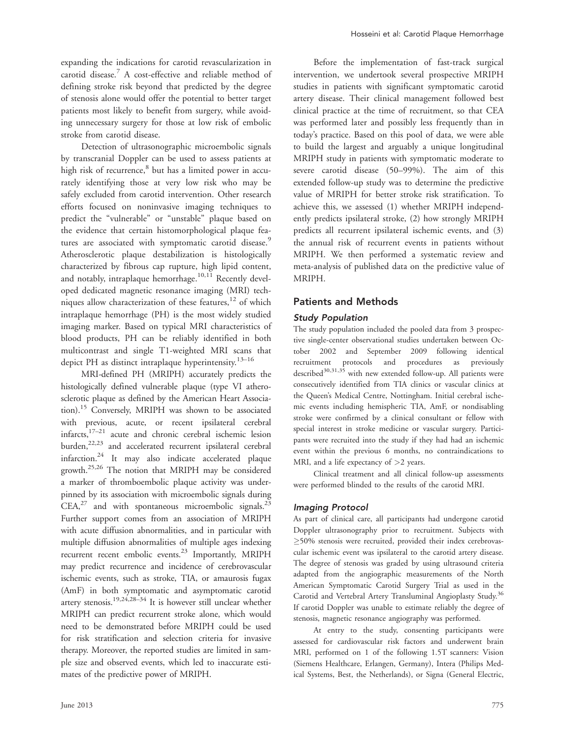expanding the indications for carotid revascularization in carotid disease.[7] A cost-effective and reliable method of defining stroke risk beyond that predicted by the degree of stenosis alone would offer the potential to better target patients most likely to benefit from surgery, while avoiding unnecessary surgery for those at low risk of embolic stroke from carotid disease.

Detection of ultrasonographic microembolic signals by transcranial Doppler can be used to assess patients at high risk of recurrence,[8] but has a limited power in accurately identifying those at very low risk who may be safely excluded from carotid intervention. Other research efforts focused on noninvasive imaging techniques to predict the "vulnerable" or "unstable" plaque based on the evidence that certain histomorphological plaque features are associated with symptomatic carotid disease.[9] Atherosclerotic plaque destabilization is histologically characterized by fibrous cap rupture, high lipid content, and notably, intraplaque hemorrhage.[10,11] Recently developed dedicated magnetic resonance imaging (MRI) techniques allow characterization of these features,[12] of which intraplaque hemorrhage (PH) is the most widely studied imaging marker. Based on typical MRI characteristics of blood products, PH can be reliably identified in both multicontrast and single T1-weighted MRI scans that depict PH as distinct intraplaque hyperintensity.[13–16]

MRI-defined PH (MRIPH) accurately predicts the histologically defined vulnerable plaque (type VI atherosclerotic plaque as defined by the American Heart Association).[15] Conversely, MRIPH was shown to be associated with previous, acute, or recent ipsilateral cerebral infarcts,[17–21] acute and chronic cerebral ischemic lesion burden,[22,23] and accelerated recurrent ipsilateral cerebral infarction.[24] It may also indicate accelerated plaque growth.[25,26] The notion that MRIPH may be considered a marker of thromboembolic plaque activity was underpinned by its association with microembolic signals during CEA,[27] and with spontaneous microembolic signals.[23] Further support comes from an association of MRIPH with acute diffusion abnormalities, and in particular with multiple diffusion abnormalities of multiple ages indexing recurrent recent embolic events.[23] Importantly, MRIPH may predict recurrence and incidence of cerebrovascular ischemic events, such as stroke, TIA, or amaurosis fugax (AmF) in both symptomatic and asymptomatic carotid artery stenosis.[19,24,28–34] It is however still unclear whether MRIPH can predict recurrent stroke alone, which would need to be demonstrated before MRIPH could be used for risk stratification and selection criteria for invasive therapy. Moreover, the reported studies are limited in sample size and observed events, which led to inaccurate estimates of the predictive power of MRIPH.

Before the implementation of fast-track surgical intervention, we undertook several prospective MRIPH studies in patients with significant symptomatic carotid artery disease. Their clinical management followed best clinical practice at the time of recruitment, so that CEA was performed later and possibly less frequently than in today's practice. Based on this pool of data, we were able to build the largest and arguably a unique longitudinal MRIPH study in patients with symptomatic moderate to severe carotid disease (50–99%). The aim of this extended follow-up study was to determine the predictive value of MRIPH for better stroke risk stratification. To achieve this, we assessed (1) whether MRIPH independently predicts ipsilateral stroke, (2) how strongly MRIPH predicts all recurrent ipsilateral ischemic events, and (3) the annual risk of recurrent events in patients without MRIPH. We then performed a systematic review and meta-analysis of published data on the predictive value of MRIPH.

## Patients and Methods

### Study Population

The study population included the pooled data from 3 prospective single-center observational studies undertaken between October 2002 and September 2009 following identical recruitment protocols and procedures as previously described[30,31,35] with new extended follow-up. All patients were consecutively identified from TIA clinics or vascular clinics at the Queen's Medical Centre, Nottingham. Initial cerebral ischemic events including hemispheric TIA, AmF, or nondisabling stroke were confirmed by a clinical consultant or fellow with special interest in stroke medicine or vascular surgery. Participants were recruited into the study if they had had an ischemic event within the previous 6 months, no contraindications to MRI, and a life expectancy of >2 years.

Clinical treatment and all clinical follow-up assessments were performed blinded to the results of the carotid MRI.

### Imaging Protocol

As part of clinical care, all participants had undergone carotid Doppler ultrasonography prior to recruitment. Subjects with ≥50% stenosis were recruited, provided their index cerebrovascular ischemic event was ipsilateral to the carotid artery disease. The degree of stenosis was graded by using ultrasound criteria adapted from the angiographic measurements of the North American Symptomatic Carotid Surgery Trial as used in the Carotid and Vertebral Artery Transluminal Angioplasty Study.[36] If carotid Doppler was unable to estimate reliably the degree of stenosis, magnetic resonance angiography was performed.

At entry to the study, consenting participants were assessed for cardiovascular risk factors and underwent brain MRI, performed on 1 of the following 1.5T scanners: Vision (Siemens Healthcare, Erlangen, Germany), Intera (Philips Medical Systems, Best, the Netherlands), or Signa (General Electric,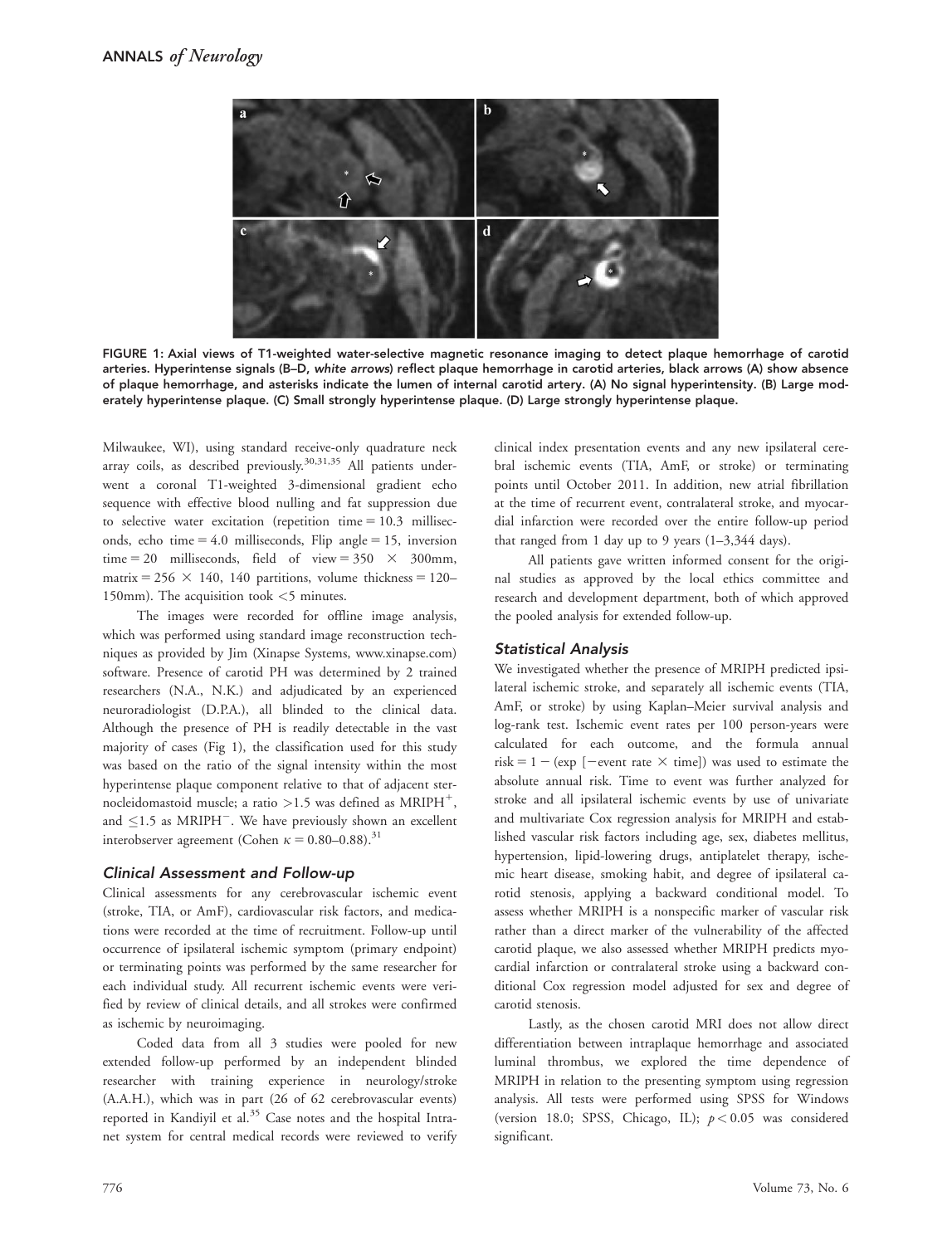FIGURE 1: Axial views of T1-weighted water-selective magnetic resonance imaging to detect plaque hemorrhage of carotid arteries. Hyperintense signals (B–D, *white arrows*) reflect plaque hemorrhage in carotid arteries, black arrows (A) show absence of plaque hemorrhage, and asterisks indicate the lumen of internal carotid artery. (A) No signal hyperintensity. (B) Large moderately hyperintense plaque. (C) Small strongly hyperintense plaque. (D) Large strongly hyperintense plaque.

Milwaukee, WI), using standard receive-only quadrature neck array coils, as described previously.[30,31,35] All patients underwent a coronal T1-weighted 3-dimensional gradient echo sequence with effective blood nulling and fat suppression due to selective water excitation (repetition time = 10.3 milliseconds, echo time = 4.0 milliseconds, Flip angle = 15, inversion time = 20 milliseconds, field of view = 350 × 300mm, matrix = 256 × 140, 140 partitions, volume thickness = 120–150mm). The acquisition took <5 minutes.

The images were recorded for offline image analysis, which was performed using standard image reconstruction techniques as provided by Jim (Xinapse Systems, www.xinapse.com) software. Presence of carotid PH was determined by 2 trained researchers (N.A., N.K.) and adjudicated by an experienced neuroradiologist (D.P.A.), all blinded to the clinical data. Although the presence of PH is readily detectable in the vast majority of cases (Fig 1), the classification used for this study was based on the ratio of the signal intensity within the most hyperintense plaque component relative to that of adjacent sternocleidomastoid muscle; a ratio >1.5 was defined as $MRIPH^+$, and ≤1.5 as $MRIPH^-$. We have previously shown an excellent interobserver agreement (Cohen $\kappa = 0.80–0.88$).[31]

### Clinical Assessment and Follow-up

Clinical assessments for any cerebrovascular ischemic event (stroke, TIA, or AmF), cardiovascular risk factors, and medications were recorded at the time of recruitment. Follow-up until occurrence of ipsilateral ischemic symptom (primary endpoint) or terminating points was performed by the same researcher for each individual study. All recurrent ischemic events were verified by review of clinical details, and all strokes were confirmed as ischemic by neuroimaging.

Coded data from all 3 studies were pooled for new extended follow-up performed by an independent blinded researcher with training experience in neurology/stroke (A.A.H.), which was in part (26 of 62 cerebrovascular events) reported in Kandiyil et al.[35] Case notes and the hospital Intranet system for central medical records were reviewed to verify clinical index presentation events and any new ipsilateral cerebral ischemic events (TIA, AmF, or stroke) or terminating points until October 2011. In addition, new atrial fibrillation at the time of recurrent event, contralateral stroke, and myocardial infarction were recorded over the entire follow-up period that ranged from 1 day up to 9 years (1–3,344 days).

All patients gave written informed consent for the original studies as approved by the local ethics committee and research and development department, both of which approved the pooled analysis for extended follow-up.

### Statistical Analysis

We investigated whether the presence of MRIPH predicted ipsilateral ischemic stroke, and separately all ischemic events (TIA, AmF, or stroke) by using Kaplan–Meier survival analysis and log-rank test. Ischemic event rates per 100 person-years were calculated for each outcome, and the formula annual risk = 1 − (exp [−event rate × time]) was used to estimate the absolute annual risk. Time to event was further analyzed for stroke and all ipsilateral ischemic events by use of univariate and multivariate Cox regression analysis for MRIPH and established vascular risk factors including age, sex, diabetes mellitus, hypertension, lipid-lowering drugs, antiplatelet therapy, ischemic heart disease, smoking habit, and degree of ipsilateral carotid stenosis, applying a backward conditional model. To assess whether MRIPH is a nonspecific marker of vascular risk rather than a direct marker of the vulnerability of the affected carotid plaque, we also assessed whether MRIPH predicts myocardial infarction or contralateral stroke using a backward conditional Cox regression model adjusted for sex and degree of carotid stenosis.

Lastly, as the chosen carotid MRI does not allow direct differentiation between intraplaque hemorrhage and associated luminal thrombus, we explored the time dependence of MRIPH in relation to the presenting symptom using regression analysis. All tests were performed using SPSS for Windows (version 18.0; SPSS, Chicago, IL); $p < 0.05$ was considered significant.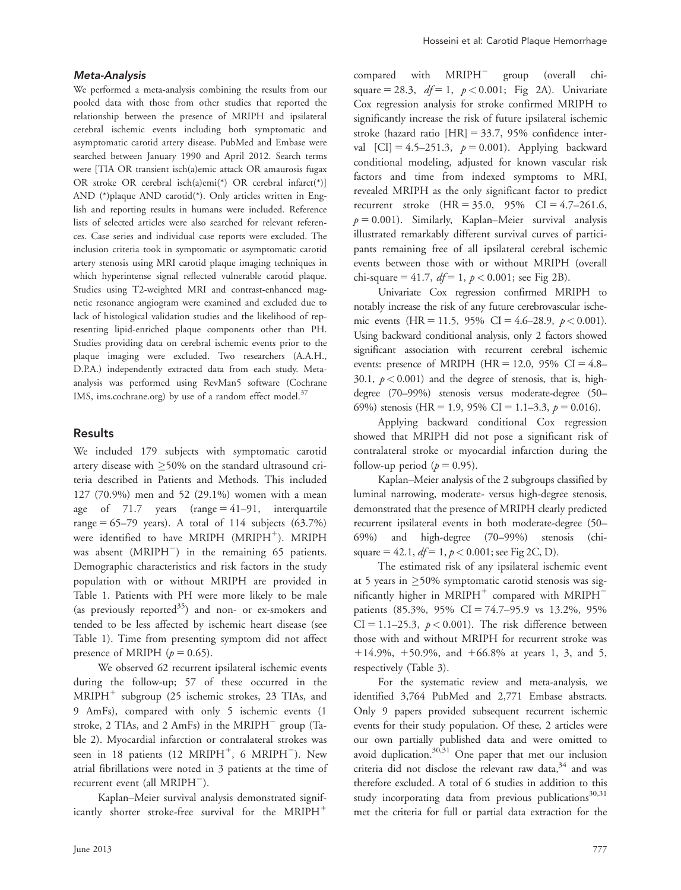### *Meta-Analysis*

We performed a meta-analysis combining the results from our pooled data with those from other studies that reported the relationship between the presence of MRIPH and ipsilateral cerebral ischemic events including both symptomatic and asymptomatic carotid artery disease. PubMed and Embase were searched between January 1990 and April 2012. Search terms were [TIA OR transient isch(a)emic attack OR amaurosis fugax OR stroke OR cerebral isch(a)emi(*) OR cerebral infarct(*)] AND (*)plaque AND carotid(*). Only articles written in English and reporting results in humans were included. Reference lists of selected articles were also searched for relevant references. Case series and individual case reports were excluded. The inclusion criteria took in symptomatic or asymptomatic carotid artery stenosis using MRI carotid plaque imaging techniques in which hyperintense signal reflected vulnerable carotid plaque. Studies using T2-weighted MRI and contrast-enhanced magnetic resonance angiogram were examined and excluded due to lack of histological validation studies and the likelihood of representing lipid-enriched plaque components other than PH. Studies providing data on cerebral ischemic events prior to the plaque imaging were excluded. Two researchers (A.A.H., D.P.A.) independently extracted data from each study. Meta-analysis was performed using RevMan5 software (Cochrane IMS, ims.cochrane.org) by use of a random effect model.[37]

## Results

We included 179 subjects with symptomatic carotid artery disease with ≥50% on the standard ultrasound criteria described in Patients and Methods. This included 127 (70.9%) men and 52 (29.1%) women with a mean age of 71.7 years (range = 41–91, interquartile range = 65–79 years). A total of 114 subjects (63.7%) were identified to have MRIPH ($MRIPH^+$). MRIPH was absent ($MRIPH^-$) in the remaining 65 patients. Demographic characteristics and risk factors in the study population with or without MRIPH are provided in Table 1. Patients with PH were more likely to be male (as previously reported[35]) and non- or ex-smokers and tended to be less affected by ischemic heart disease (see Table 1). Time from presenting symptom did not affect presence of MRIPH ($p = 0.65$).

We observed 62 recurrent ipsilateral ischemic events during the follow-up; 57 of these occurred in the $MRIPH^+$ subgroup (25 ischemic strokes, 23 TIAs, and 9 AmFs), compared with only 5 ischemic events (1 stroke, 2 TIAs, and 2 AmFs) in the $MRIPH^-$ group (Table 2). Myocardial infarction or contralateral strokes was seen in 18 patients (12 $MRIPH^+$, 6 $MRIPH^-$). New atrial fibrillations were noted in 3 patients at the time of recurrent event (all $MRIPH^-$).

Kaplan–Meier survival analysis demonstrated significantly shorter stroke-free survival for the $MRIPH^+$ compared with $MRIPH^-$ group (overall chi-square = 28.3, $df = 1$, $p < 0.001$; Fig 2A). Univariate Cox regression analysis for stroke confirmed MRIPH to significantly increase the risk of future ipsilateral ischemic stroke (hazard ratio [HR] = 33.7, 95% confidence interval [CI] = 4.5–251.3, $p = 0.001$). Applying backward conditional modeling, adjusted for known vascular risk factors and time from indexed symptoms to MRI, revealed MRIPH as the only significant factor to predict recurrent stroke (HR = 35.0, 95% CI = 4.7–261.6, $p = 0.001$). Similarly, Kaplan–Meier survival analysis illustrated remarkably different survival curves of participants remaining free of all ipsilateral cerebral ischemic events between those with or without MRIPH (overall chi-square = 41.7, $df = 1$, $p < 0.001$; see Fig 2B).

Univariate Cox regression confirmed MRIPH to notably increase the risk of any future cerebrovascular ischemic events (HR = 11.5, 95% CI = 4.6–28.9, $p < 0.001$). Using backward conditional analysis, only 2 factors showed significant association with recurrent cerebral ischemic events: presence of MRIPH (HR = 12.0, 95% CI = 4.8–30.1, $p < 0.001$) and the degree of stenosis, that is, high-degree (70–99%) stenosis versus moderate-degree (50–69%) stenosis (HR = 1.9, 95% CI = 1.1–3.3, $p = 0.016$).

Applying backward conditional Cox regression showed that MRIPH did not pose a significant risk of contralateral stroke or myocardial infarction during the follow-up period ($p = 0.95$).

Kaplan–Meier analysis of the 2 subgroups classified by luminal narrowing, moderate- versus high-degree stenosis, demonstrated that the presence of MRIPH clearly predicted recurrent ipsilateral events in both moderate-degree (50–69%) and high-degree (70–99%) stenosis (chi-square = 42.1, $df = 1$, $p < 0.001$; see Fig 2C, D).

The estimated risk of any ipsilateral ischemic event at 5 years in ≥50% symptomatic carotid stenosis was significantly higher in $MRIPH^+$ compared with $MRIPH^-$ patients (85.3%, 95% CI = 74.7–95.9 vs 13.2%, 95% CI = 1.1–25.3, $p < 0.001$). The risk difference between those with and without MRIPH for recurrent stroke was +14.9%, +50.9%, and +66.8% at years 1, 3, and 5, respectively (Table 3).

For the systematic review and meta-analysis, we identified 3,764 PubMed and 2,771 Embase abstracts. Only 9 papers provided subsequent recurrent ischemic events for their study population. Of these, 2 articles were our own partially published data and were omitted to avoid duplication.[30,31] One paper that met our inclusion criteria did not disclose the relevant raw data,[34] and was therefore excluded. A total of 6 studies in addition to this study incorporating data from previous publications[30,31] met the criteria for full or partial data extraction for the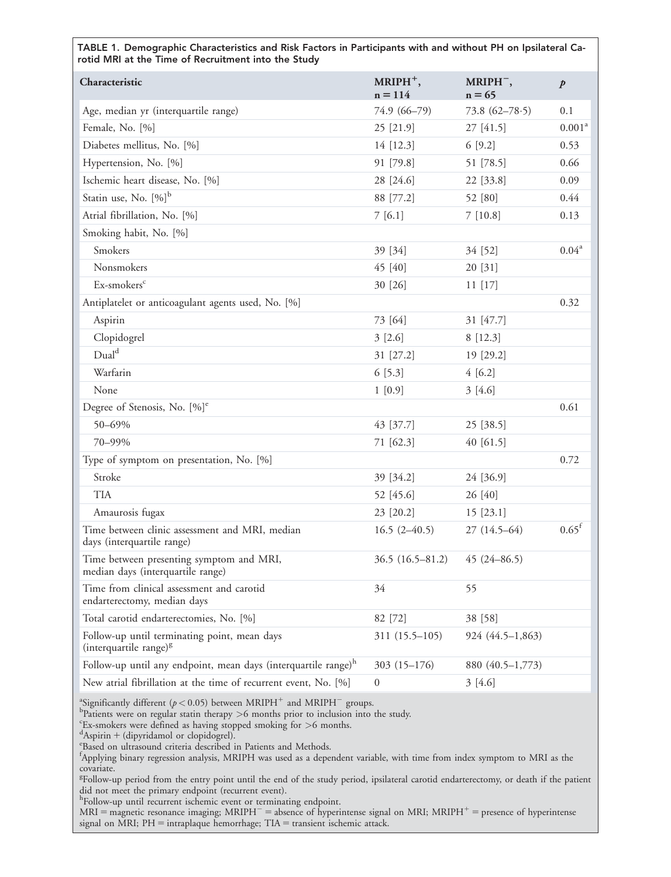**TABLE 1. Demographic Characteristics and Risk Factors in Participants with and without PH on Ipsilateral Carotid MRI at the Time of Recruitment into the Study**

| Characteristic | $MRIPH^+$, n = 114 | $MRIPH^-$, n = 65 | *p* |
|---|---|---|---|
| Age, median yr (interquartile range) | 74.9 (66–79) | 73.8 (62–78·5) | 0.1 |
| Female, No. [%] | 25 [21.9] | 27 [41.5] | 0.001[a] |
| Diabetes mellitus, No. [%] | 14 [12.3] | 6 [9.2] | 0.53 |
| Hypertension, No. [%] | 91 [79.8] | 51 [78.5] | 0.66 |
| Ischemic heart disease, No. [%] | 28 [24.6] | 22 [33.8] | 0.09 |
| Statin use, No. [%][b] | 88 [77.2] | 52 [80] | 0.44 |
| Atrial fibrillation, No. [%] | 7 [6.1] | 7 [10.8] | 0.13 |
| Smoking habit, No. [%] | | | |
| Smokers | 39 [34] | 34 [52] | 0.04[a] |
| Nonsmokers | 45 [40] | 20 [31] | |
| Ex-smokers[c] | 30 [26] | 11 [17] | |
| Antiplatelet or anticoagulant agents used, No. [%] | | | 0.32 |
| Aspirin | 73 [64] | 31 [47.7] | |
| Clopidogrel | 3 [2.6] | 8 [12.3] | |
| Dual[d] | 31 [27.2] | 19 [29.2] | |
| Warfarin | 6 [5.3] | 4 [6.2] | |
| None | 1 [0.9] | 3 [4.6] | |
| Degree of Stenosis, No. [%][e] | | | 0.61 |
| 50–69% | 43 [37.7] | 25 [38.5] | |
| 70–99% | 71 [62.3] | 40 [61.5] | |
| Type of symptom on presentation, No. [%] | | | 0.72 |
| Stroke | 39 [34.2] | 24 [36.9] | |
| TIA | 52 [45.6] | 26 [40] | |
| Amaurosis fugax | 23 [20.2] | 15 [23.1] | |
| Time between clinic assessment and MRI, median days (interquartile range) | 16.5 (2–40.5) | 27 (14.5–64) | 0.65[f] |
| Time between presenting symptom and MRI, median days (interquartile range) | 36.5 (16.5–81.2) | 45 (24–86.5) | |
| Time from clinical assessment and carotid endarterectomy, median days | 34 | 55 | |
| Total carotid endarterectomies, No. [%] | 82 [72] | 38 [58] | |
| Follow-up until terminating point, mean days (interquartile range)[g] | 311 (15.5–105) | 924 (44.5–1,863) | |
| Follow-up until any endpoint, mean days (interquartile range)[h] | 303 (15–176) | 880 (40.5–1,773) | |
| New atrial fibrillation at the time of recurrent event, No. [%] | 0 | 3 [4.6] | |

[a]Significantly different ($p < 0.05$) between $MRIPH^+$ and $MRIPH^-$ groups.
[b]Patients were on regular statin therapy >6 months prior to inclusion into the study.
[c]Ex-smokers were defined as having stopped smoking for >6 months.
[d]Aspirin + (dipyridamol or clopidogrel).
[e]Based on ultrasound criteria described in Patients and Methods.
[f]Applying binary regression analysis, MRIPH was used as a dependent variable, with time from index symptom to MRI as the covariate.
[g]Follow-up period from the entry point until the end of the study period, ipsilateral carotid endarterectomy, or death if the patient did not meet the primary endpoint (recurrent event).
[h]Follow-up until recurrent ischemic event or terminating endpoint.
MRI = magnetic resonance imaging; $MRIPH^-$ = absence of hyperintense signal on MRI; $MRIPH^+$ = presence of hyperintense signal on MRI; PH = intraplaque hemorrhage; TIA = transient ischemic attack.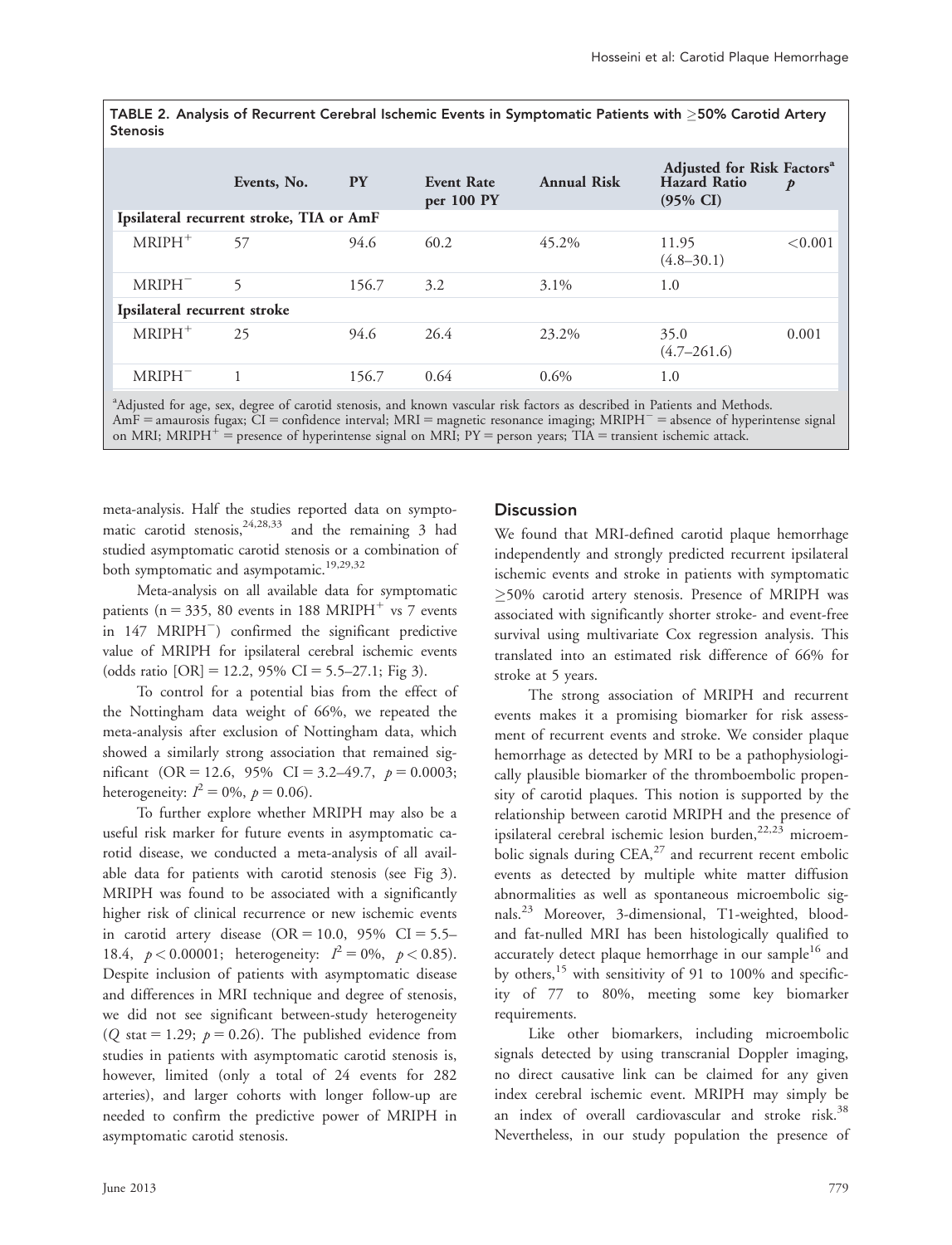TABLE 2. Analysis of Recurrent Cerebral Ischemic Events in Symptomatic Patients with ≥50% Carotid Artery Stenosis

| | Events, No. | PY | Event Rate per 100 PY | Annual Risk | Adjusted for Risk Factors[a] Hazard Ratio (95% CI) | $p$ |
|---|---|---|---|---|---|---|
| **Ipsilateral recurrent stroke, TIA or AmF** | | | | | | |
| $MRIPH^+$ | 57 | 94.6 | 60.2 | 45.2% | 11.95 (4.8–30.1) | <0.001 |
| $MRIPH^-$ | 5 | 156.7 | 3.2 | 3.1% | 1.0 | |
| **Ipsilateral recurrent stroke** | | | | | | |
| $MRIPH^+$ | 25 | 94.6 | 26.4 | 23.2% | 35.0 (4.7–261.6) | 0.001 |
| $MRIPH^-$ | 1 | 156.7 | 0.64 | 0.6% | 1.0 | |

[a]Adjusted for age, sex, degree of carotid stenosis, and known vascular risk factors as described in Patients and Methods.
AmF = amaurosis fugax; CI = confidence interval; MRI = magnetic resonance imaging; $MRIPH^-$ = absence of hyperintense signal on MRI; $MRIPH^+$ = presence of hyperintense signal on MRI; PY = person years; TIA = transient ischemic attack.

meta-analysis. Half the studies reported data on symptomatic carotid stenosis,[24,28,33] and the remaining 3 had studied asymptomatic carotid stenosis or a combination of both symptomatic and asympotamic.[19,29,32]

Meta-analysis on all available data for symptomatic patients (n = 335, 80 events in 188 $MRIPH^+$ vs 7 events in 147 $MRIPH^-$) confirmed the significant predictive value of MRIPH for ipsilateral cerebral ischemic events (odds ratio [OR] = 12.2, 95% CI = 5.5–27.1; Fig 3).

To control for a potential bias from the effect of the Nottingham data weight of 66%, we repeated the meta-analysis after exclusion of Nottingham data, which showed a similarly strong association that remained significant (OR = 12.6, 95% CI = 3.2–49.7, $p = 0.0003$; heterogeneity: $I^2 = 0\%$, $p = 0.06$).

To further explore whether MRIPH may also be a useful risk marker for future events in asymptomatic carotid disease, we conducted a meta-analysis of all available data for patients with carotid stenosis (see Fig 3). MRIPH was found to be associated with a significantly higher risk of clinical recurrence or new ischemic events in carotid artery disease (OR = 10.0, 95% CI = 5.5–18.4, $p < 0.00001$; heterogeneity: $I^2 = 0\%$, $p < 0.85$). Despite inclusion of patients with asymptomatic disease and differences in MRI technique and degree of stenosis, we did not see significant between-study heterogeneity ($Q$ stat = 1.29; $p = 0.26$). The published evidence from studies in patients with asymptomatic carotid stenosis is, however, limited (only a total of 24 events for 282 arteries), and larger cohorts with longer follow-up are needed to confirm the predictive power of MRIPH in asymptomatic carotid stenosis.

## Discussion

We found that MRI-defined carotid plaque hemorrhage independently and strongly predicted recurrent ipsilateral ischemic events and stroke in patients with symptomatic ≥50% carotid artery stenosis. Presence of MRIPH was associated with significantly shorter stroke- and event-free survival using multivariate Cox regression analysis. This translated into an estimated risk difference of 66% for stroke at 5 years.

The strong association of MRIPH and recurrent events makes it a promising biomarker for risk assessment of recurrent events and stroke. We consider plaque hemorrhage as detected by MRI to be a pathophysiologically plausible biomarker of the thromboembolic propensity of carotid plaques. This notion is supported by the relationship between carotid MRIPH and the presence of ipsilateral cerebral ischemic lesion burden,[22,23] microembolic signals during CEA,[27] and recurrent recent embolic events as detected by multiple white matter diffusion abnormalities as well as spontaneous microembolic signals.[23] Moreover, 3-dimensional, T1-weighted, blood- and fat-nulled MRI has been histologically qualified to accurately detect plaque hemorrhage in our sample[16] and by others,[15] with sensitivity of 91 to 100% and specificity of 77 to 80%, meeting some key biomarker requirements.

Like other biomarkers, including microembolic signals detected by using transcranial Doppler imaging, no direct causative link can be claimed for any given index cerebral ischemic event. MRIPH may simply be an index of overall cardiovascular and stroke risk.[38] Nevertheless, in our study population the presence of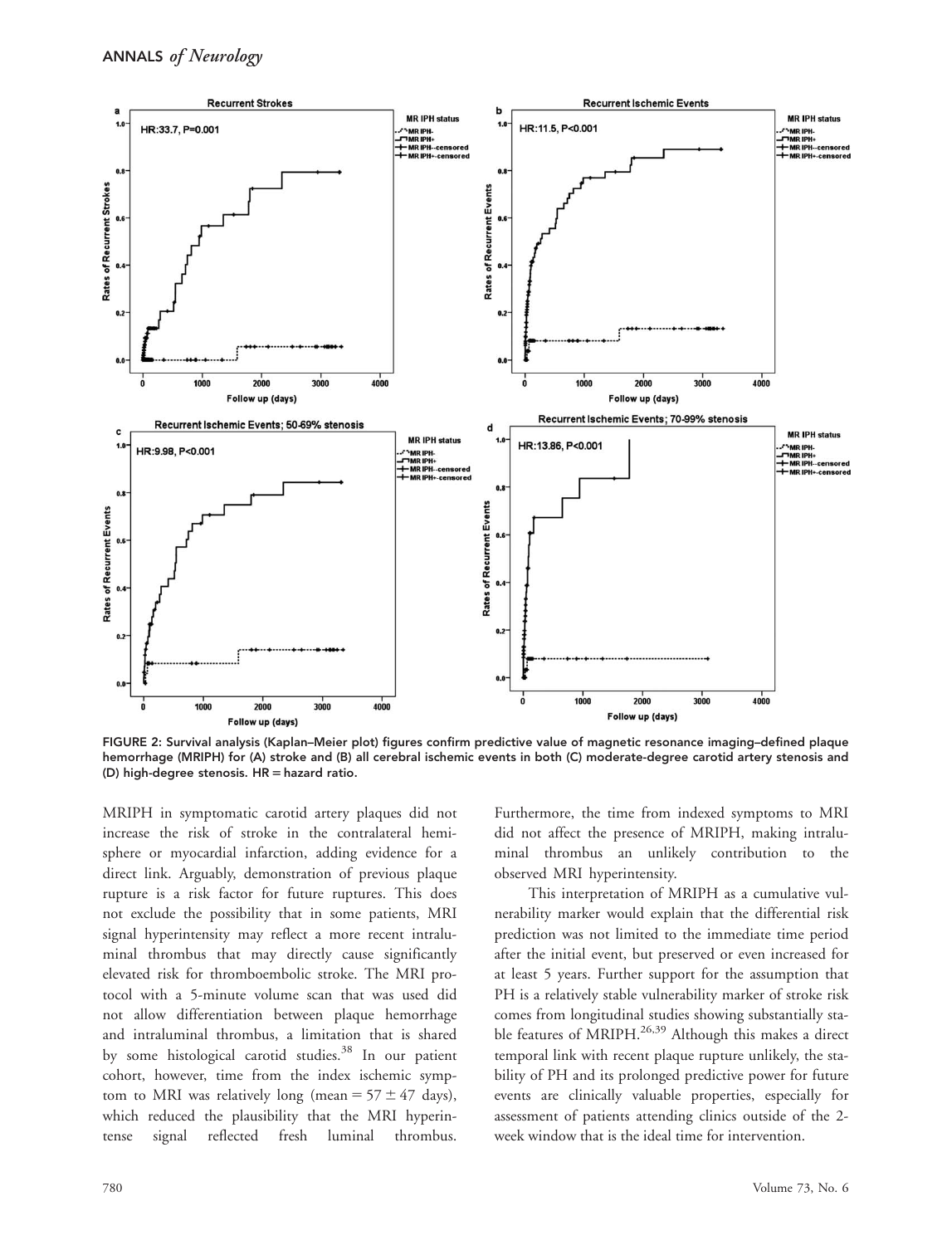FIGURE 2: Survival analysis (Kaplan–Meier plot) figures confirm predictive value of magnetic resonance imaging–defined plaque hemorrhage (MRIPH) for (A) stroke and (B) all cerebral ischemic events in both (C) moderate-degree carotid artery stenosis and (D) high-degree stenosis. HR = hazard ratio.

MRIPH in symptomatic carotid artery plaques did not increase the risk of stroke in the contralateral hemisphere or myocardial infarction, adding evidence for a direct link. Arguably, demonstration of previous plaque rupture is a risk factor for future ruptures. This does not exclude the possibility that in some patients, MRI signal hyperintensity may reflect a more recent intraluminal thrombus that may directly cause significantly elevated risk for thromboembolic stroke. The MRI protocol with a 5-minute volume scan that was used did not allow differentiation between plaque hemorrhage and intraluminal thrombus, a limitation that is shared by some histological carotid studies.[38] In our patient cohort, however, time from the index ischemic symptom to MRI was relatively long (mean = $57 \pm 47$ days), which reduced the plausibility that the MRI hyperintense signal reflected fresh luminal thrombus. Furthermore, the time from indexed symptoms to MRI did not affect the presence of MRIPH, making intraluminal thrombus an unlikely contribution to the observed MRI hyperintensity.

This interpretation of MRIPH as a cumulative vulnerability marker would explain that the differential risk prediction was not limited to the immediate time period after the initial event, but preserved or even increased for at least 5 years. Further support for the assumption that PH is a relatively stable vulnerability marker of stroke risk comes from longitudinal studies showing substantially stable features of MRIPH.[26,39] Although this makes a direct temporal link with recent plaque rupture unlikely, the stability of PH and its prolonged predictive power for future events are clinically valuable properties, especially for assessment of patients attending clinics outside of the 2-week window that is the ideal time for intervention.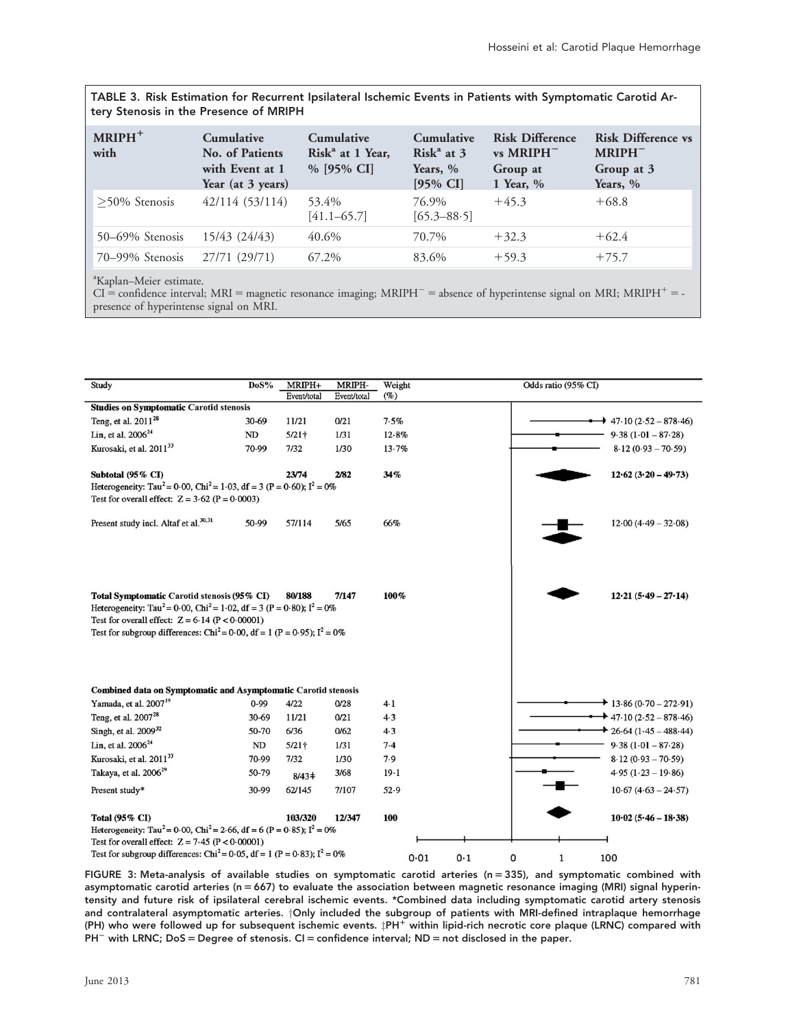TABLE 3. Risk Estimation for Recurrent Ipsilateral Ischemic Events in Patients with Symptomatic Carotid Artery Stenosis in the Presence of MRIPH

| $MRIPH^+$ with | Cumulative No. of Patients with Event at 1 Year (at 3 years) | Cumulative Risk[a] at 1 Year, % [95% CI] | Cumulative Risk[a] at 3 Years, % [95% CI] | Risk Difference vs $MRIPH^-$ Group at 1 Year, % | Risk Difference vs $MRIPH^-$ Group at 3 Years, % |
|---|---|---|---|---|---|
| ≥50% Stenosis | 42/114 (53/114) | 53.4% [41.1–65.7] | 76.9% [65.3–88·5] | +45.3 | +68.8 |
| 50–69% Stenosis | 15/43 (24/43) | 40.6% | 70.7% | +32.3 | +62.4 |
| 70–99% Stenosis | 27/71 (29/71) | 67.2% | 83.6% | +59.3 | +75.7 |

[a]Kaplan–Meier estimate.
CI = confidence interval; MRI = magnetic resonance imaging; $MRIPH^-$ = absence of hyperintense signal on MRI; $MRIPH^+$ = presence of hyperintense signal on MRI.

| Study | DoS% | MRIPH+ Event/total | MRIPH- Event/total | Weight (%) | Odds ratio (95% CI) |
|---|---|---|---|---|---|
| **Studies on Symptomatic Carotid stenosis** | | | | | |
| Teng, et al. 2011[28] | 30-69 | 11/21 | 0/21 | 7·5% | 47·10 (2·52 – 878·46) |
| Lin, et al. 2006[24] | ND | 5/21† | 1/31 | 12·8% | 9·38 (1·01 – 87·28) |
| Kurosaki, et al. 2011[33] | 70-99 | 7/32 | 1/30 | 13·7% | 8·12 (0·93 – 70·59) |
| **Subtotal (95% CI)** | | **23/74** | **2/82** | **34%** | **12·62 (3·20 – 49·73)** |
| Heterogeneity: $Tau^2$ = 0·00, $Chi^2$ = 1·03, df = 3 (P = 0·60); $I^2$ = 0% | | | | | |
| Test for overall effect: Z = 3·62 (P = 0·0003) | | | | | |
| Present study incl. Altaf et al.[30,31] | 50-99 | 57/114 | 5/65 | 66% | 12·00 (4·49 – 32·08) |
| **Total Symptomatic Carotid stenosis (95% CI)** | | **80/188** | **7/147** | **100%** | **12·21 (5·49 – 27·14)** |
| Heterogeneity: $Tau^2$ = 0·00, $Chi^2$ = 1·02, df = 3 (P = 0·80); $I^2$ = 0% | | | | | |
| Test for overall effect: Z = 6·14 (P < 0·00001) | | | | | |
| Test for subgroup differences: $Chi^2$ = 0·00, df = 1 (P = 0·95); $I^2$ = 0% | | | | | |
| **Combined data on Symptomatic and Asymptomatic Carotid stenosis** | | | | | |
| Yamada, et al. 2007[19] | 0-99 | 4/22 | 0/28 | 4·1 | 13·86 (0·70 – 272·91) |
| Teng, et al. 2007[28] | 30-69 | 11/21 | 0/21 | 4·3 | 47·10 (2·52 – 878·46) |
| Singh, et al. 2009[32] | 50-70 | 6/36 | 0/62 | 4·3 | 26·64 (1·45 – 488·44) |
| Lin, et al. 2006[24] | ND | 5/21† | 1/31 | 7·4 | 9·38 (1·01 – 87·28) |
| Kurosaki, et al. 2011[33] | 70-99 | 7/32 | 1/30 | 7·9 | 8·12 (0·93 – 70·59) |
| Takaya, et al. 2006[29] | 50-79 | 8/43‡ | 3/68 | 19·1 | 4·95 (1·23 – 19·86) |
| Present study* | 30-99 | 62/145 | 7/107 | 52·9 | 10·67 (4·63 – 24·57) |
| **Total (95% CI)** | | **103/320** | **12/347** | **100** | **10·02 (5·46 – 18·38)** |
| Heterogeneity: $Tau^2$ = 0·00, $Chi^2$ = 2·66, df = 6 (P = 0·85); $I^2$ = 0% | | | | | |
| Test for overall effect: Z = 7·45 (P < 0·00001) | | | | | |
| Test for subgroup differences: $Chi^2$ = 0·05, df = 1 (P = 0·83); $I^2$ = 0% | | | | | |

FIGURE 3: Meta-analysis of available studies on symptomatic carotid arteries (n = 335), and symptomatic combined with asymptomatic carotid arteries (n = 667) to evaluate the association between magnetic resonance imaging (MRI) signal hyperintensity and future risk of ipsilateral cerebral ischemic events. *Combined data including symptomatic carotid artery stenosis and contralateral asymptomatic arteries. †Only included the subgroup of patients with MRI-defined intraplaque hemorrhage (PH) who were followed up for subsequent ischemic events. ‡$PH^+$ within lipid-rich necrotic core plaque (LRNC) compared with $PH^-$ with LRNC; DoS = Degree of stenosis. CI = confidence interval; ND = not disclosed in the paper.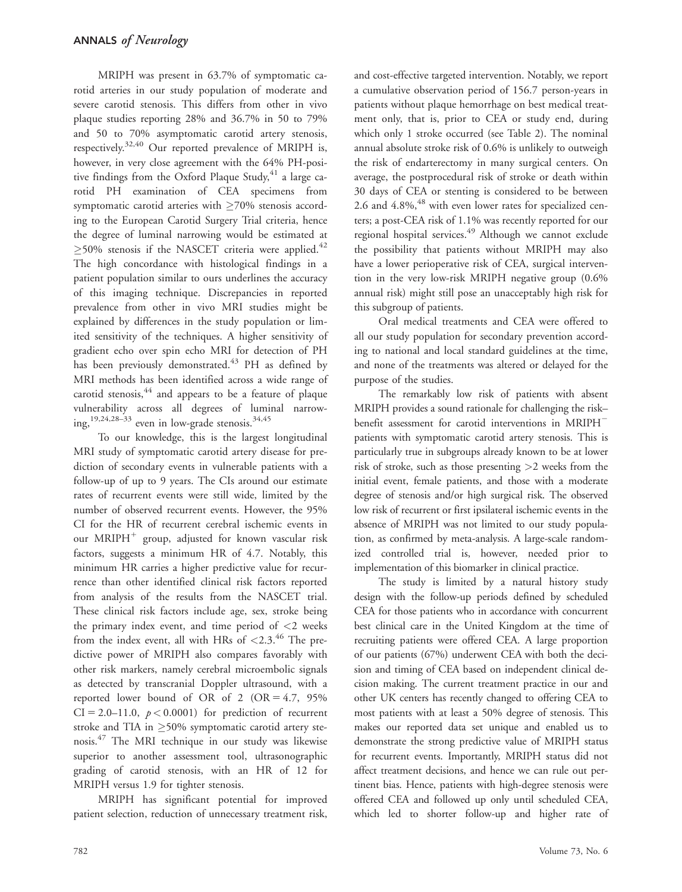MRIPH was present in 63.7% of symptomatic carotid arteries in our study population of moderate and severe carotid stenosis. This differs from other in vivo plaque studies reporting 28% and 36.7% in 50 to 79% and 50 to 70% asymptomatic carotid artery stenosis, respectively.[32,40] Our reported prevalence of MRIPH is, however, in very close agreement with the 64% PH-positive findings from the Oxford Plaque Study,[41] a large carotid PH examination of CEA specimens from symptomatic carotid arteries with ≥70% stenosis according to the European Carotid Surgery Trial criteria, hence the degree of luminal narrowing would be estimated at ≥50% stenosis if the NASCET criteria were applied.[42] The high concordance with histological findings in a patient population similar to ours underlines the accuracy of this imaging technique. Discrepancies in reported prevalence from other in vivo MRI studies might be explained by differences in the study population or limited sensitivity of the techniques. A higher sensitivity of gradient echo over spin echo MRI for detection of PH has been previously demonstrated.[43] PH as defined by MRI methods has been identified across a wide range of carotid stenosis,[44] and appears to be a feature of plaque vulnerability across all degrees of luminal narrowing,[19,24,28–33] even in low-grade stenosis.[34,45]

To our knowledge, this is the largest longitudinal MRI study of symptomatic carotid artery disease for prediction of secondary events in vulnerable patients with a follow-up of up to 9 years. The CIs around our estimate rates of recurrent events were still wide, limited by the number of observed recurrent events. However, the 95% CI for the HR of recurrent cerebral ischemic events in our MRIPH$^+$ group, adjusted for known vascular risk factors, suggests a minimum HR of 4.7. Notably, this minimum HR carries a higher predictive value for recurrence than other identified clinical risk factors reported from analysis of the results from the NASCET trial. These clinical risk factors include age, sex, stroke being the primary index event, and time period of <2 weeks from the index event, all with HRs of <2.3.[46] The predictive power of MRIPH also compares favorably with other risk markers, namely cerebral microembolic signals as detected by transcranial Doppler ultrasound, with a reported lower bound of OR of 2 (OR = 4.7, 95% CI = 2.0–11.0, $p < 0.0001$) for prediction of recurrent stroke and TIA in ≥50% symptomatic carotid artery stenosis.[47] The MRI technique in our study was likewise superior to another assessment tool, ultrasonographic grading of carotid stenosis, with an HR of 12 for MRIPH versus 1.9 for tighter stenosis.

MRIPH has significant potential for improved patient selection, reduction of unnecessary treatment risk, and cost-effective targeted intervention. Notably, we report a cumulative observation period of 156.7 person-years in patients without plaque hemorrhage on best medical treatment only, that is, prior to CEA or study end, during which only 1 stroke occurred (see Table 2). The nominal annual absolute stroke risk of 0.6% is unlikely to outweigh the risk of endarterectomy in many surgical centers. On average, the postprocedural risk of stroke or death within 30 days of CEA or stenting is considered to be between 2.6 and 4.8%,[48] with even lower rates for specialized centers; a post-CEA risk of 1.1% was recently reported for our regional hospital services.[49] Although we cannot exclude the possibility that patients without MRIPH may also have a lower perioperative risk of CEA, surgical intervention in the very low-risk MRIPH negative group (0.6% annual risk) might still pose an unacceptably high risk for this subgroup of patients.

Oral medical treatments and CEA were offered to all our study population for secondary prevention according to national and local standard guidelines at the time, and none of the treatments was altered or delayed for the purpose of the studies.

The remarkably low risk of patients with absent MRIPH provides a sound rationale for challenging the risk–benefit assessment for carotid interventions in MRIPH$^-$ patients with symptomatic carotid artery stenosis. This is particularly true in subgroups already known to be at lower risk of stroke, such as those presenting >2 weeks from the initial event, female patients, and those with a moderate degree of stenosis and/or high surgical risk. The observed low risk of recurrent or first ipsilateral ischemic events in the absence of MRIPH was not limited to our study population, as confirmed by meta-analysis. A large-scale randomized controlled trial is, however, needed prior to implementation of this biomarker in clinical practice.

The study is limited by a natural history study design with the follow-up periods defined by scheduled CEA for those patients who in accordance with concurrent best clinical care in the United Kingdom at the time of recruiting patients were offered CEA. A large proportion of our patients (67%) underwent CEA with both the decision and timing of CEA based on independent clinical decision making. The current treatment practice in our and other UK centers has recently changed to offering CEA to most patients with at least a 50% degree of stenosis. This makes our reported data set unique and enabled us to demonstrate the strong predictive value of MRIPH status for recurrent events. Importantly, MRIPH status did not affect treatment decisions, and hence we can rule out pertinent bias. Hence, patients with high-degree stenosis were offered CEA and followed up only until scheduled CEA, which led to shorter follow-up and higher rate of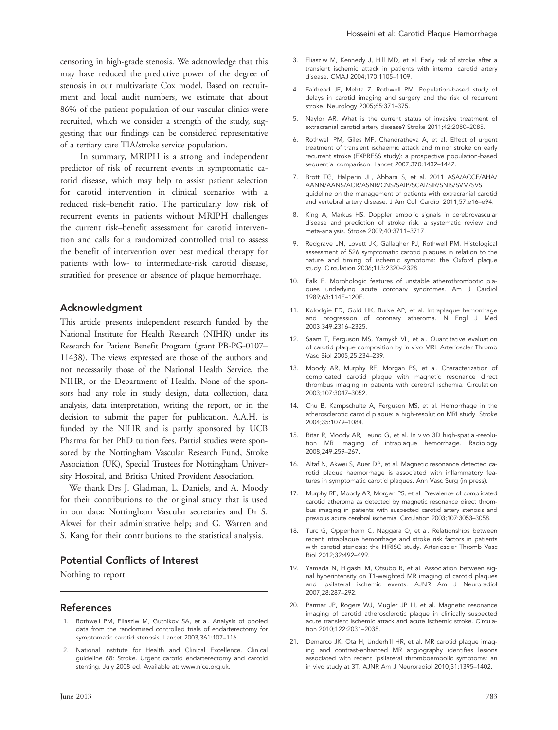censoring in high-grade stenosis. We acknowledge that this may have reduced the predictive power of the degree of stenosis in our multivariate Cox model. Based on recruitment and local audit numbers, we estimate that about 86% of the patient population of our vascular clinics were recruited, which we consider a strength of the study, suggesting that our findings can be considered representative of a tertiary care TIA/stroke service population.

In summary, MRIPH is a strong and independent predictor of risk of recurrent events in symptomatic carotid disease, which may help to assist patient selection for carotid intervention in clinical scenarios with a reduced risk–benefit ratio. The particularly low risk of recurrent events in patients without MRIPH challenges the current risk–benefit assessment for carotid intervention and calls for a randomized controlled trial to assess the benefit of intervention over best medical therapy for patients with low- to intermediate-risk carotid disease, stratified for presence or absence of plaque hemorrhage.

## Acknowledgment

This article presents independent research funded by the National Institute for Health Research (NIHR) under its Research for Patient Benefit Program (grant PB-PG-0107–11438). The views expressed are those of the authors and not necessarily those of the National Health Service, the NIHR, or the Department of Health. None of the sponsors had any role in study design, data collection, data analysis, data interpretation, writing the report, or in the decision to submit the paper for publication. A.A.H. is funded by the NIHR and is partly sponsored by UCB Pharma for her PhD tuition fees. Partial studies were sponsored by the Nottingham Vascular Research Fund, Stroke Association (UK), Special Trustees for Nottingham University Hospital, and British United Provident Association.

We thank Drs J. Gladman, L. Daniels, and A. Moody for their contributions to the original study that is used in our data; Nottingham Vascular secretaries and Dr S. Akwei for their administrative help; and G. Warren and S. Kang for their contributions to the statistical analysis.

## Potential Conflicts of Interest

Nothing to report.

## References

1. Rothwell PM, Eliasziw M, Gutnikov SA, et al. Analysis of pooled data from the randomised controlled trials of endarterectomy for symptomatic carotid stenosis. Lancet 2003;361:107–116.
2. National Institute for Health and Clinical Excellence. Clinical guideline 68: Stroke. Urgent carotid endarterectomy and carotid stenting. July 2008 ed. Available at: www.nice.org.uk.
3. Eliasziw M, Kennedy J, Hill MD, et al. Early risk of stroke after a transient ischemic attack in patients with internal carotid artery disease. CMAJ 2004;170:1105–1109.
4. Fairhead JF, Mehta Z, Rothwell PM. Population-based study of delays in carotid imaging and surgery and the risk of recurrent stroke. Neurology 2005;65:371–375.
5. Naylor AR. What is the current status of invasive treatment of extracranial carotid artery disease? Stroke 2011;42:2080–2085.
6. Rothwell PM, Giles MF, Chandratheva A, et al. Effect of urgent treatment of transient ischaemic attack and minor stroke on early recurrent stroke (EXPRESS study): a prospective population-based sequential comparison. Lancet 2007;370:1432–1442.
7. Brott TG, Halperin JL, Abbara S, et al. 2011 ASA/ACCF/AHA/AANN/AANS/ACR/ASNR/CNS/SAIP/SCAI/SIR/SNIS/SVM/SVS guideline on the management of patients with extracranial carotid and vertebral artery disease. J Am Coll Cardiol 2011;57:e16–e94.
8. King A, Markus HS. Doppler embolic signals in cerebrovascular disease and prediction of stroke risk: a systematic review and meta-analysis. Stroke 2009;40:3711–3717.
9. Redgrave JN, Lovett JK, Gallagher PJ, Rothwell PM. Histological assessment of 526 symptomatic carotid plaques in relation to the nature and timing of ischemic symptoms: the Oxford plaque study. Circulation 2006;113:2320–2328.
10. Falk E. Morphologic features of unstable atherothrombotic plaques underlying acute coronary syndromes. Am J Cardiol 1989;63:114E–120E.
11. Kolodgie FD, Gold HK, Burke AP, et al. Intraplaque hemorrhage and progression of coronary atheroma. N Engl J Med 2003;349:2316–2325.
12. Saam T, Ferguson MS, Yarnykh VL, et al. Quantitative evaluation of carotid plaque composition by in vivo MRI. Arterioscler Thromb Vasc Biol 2005;25:234–239.
13. Moody AR, Murphy RE, Morgan PS, et al. Characterization of complicated carotid plaque with magnetic resonance direct thrombus imaging in patients with cerebral ischemia. Circulation 2003;107:3047–3052.
14. Chu B, Kampschulte A, Ferguson MS, et al. Hemorrhage in the atherosclerotic carotid plaque: a high-resolution MRI study. Stroke 2004;35:1079–1084.
15. Bitar R, Moody AR, Leung G, et al. In vivo 3D high-spatial-resolution MR imaging of intraplaque hemorrhage. Radiology 2008;249:259–267.
16. Altaf N, Akwei S, Auer DP, et al. Magnetic resonance detected carotid plaque haemorrhage is associated with inflammatory features in symptomatic carotid plaques. Ann Vasc Surg (in press).
17. Murphy RE, Moody AR, Morgan PS, et al. Prevalence of complicated carotid atheroma as detected by magnetic resonance direct thrombus imaging in patients with suspected carotid artery stenosis and previous acute cerebral ischemia. Circulation 2003;107:3053–3058.
18. Turc G, Oppenheim C, Naggara O, et al. Relationships between recent intraplaque hemorrhage and stroke risk factors in patients with carotid stenosis: the HIRISC study. Arterioscler Thromb Vasc Biol 2012;32:492–499.
19. Yamada N, Higashi M, Otsubo R, et al. Association between signal hyperintensity on T1-weighted MR imaging of carotid plaques and ipsilateral ischemic events. AJNR Am J Neuroradiol 2007;28:287–292.
20. Parmar JP, Rogers WJ, Mugler JP III, et al. Magnetic resonance imaging of carotid atherosclerotic plaque in clinically suspected acute transient ischemic attack and acute ischemic stroke. Circulation 2010;122:2031–2038.
21. Demarco JK, Ota H, Underhill HR, et al. MR carotid plaque imaging and contrast-enhanced MR angiography identifies lesions associated with recent ipsilateral thromboembolic symptoms: an in vivo study at 3T. AJNR Am J Neuroradiol 2010;31:1395–1402.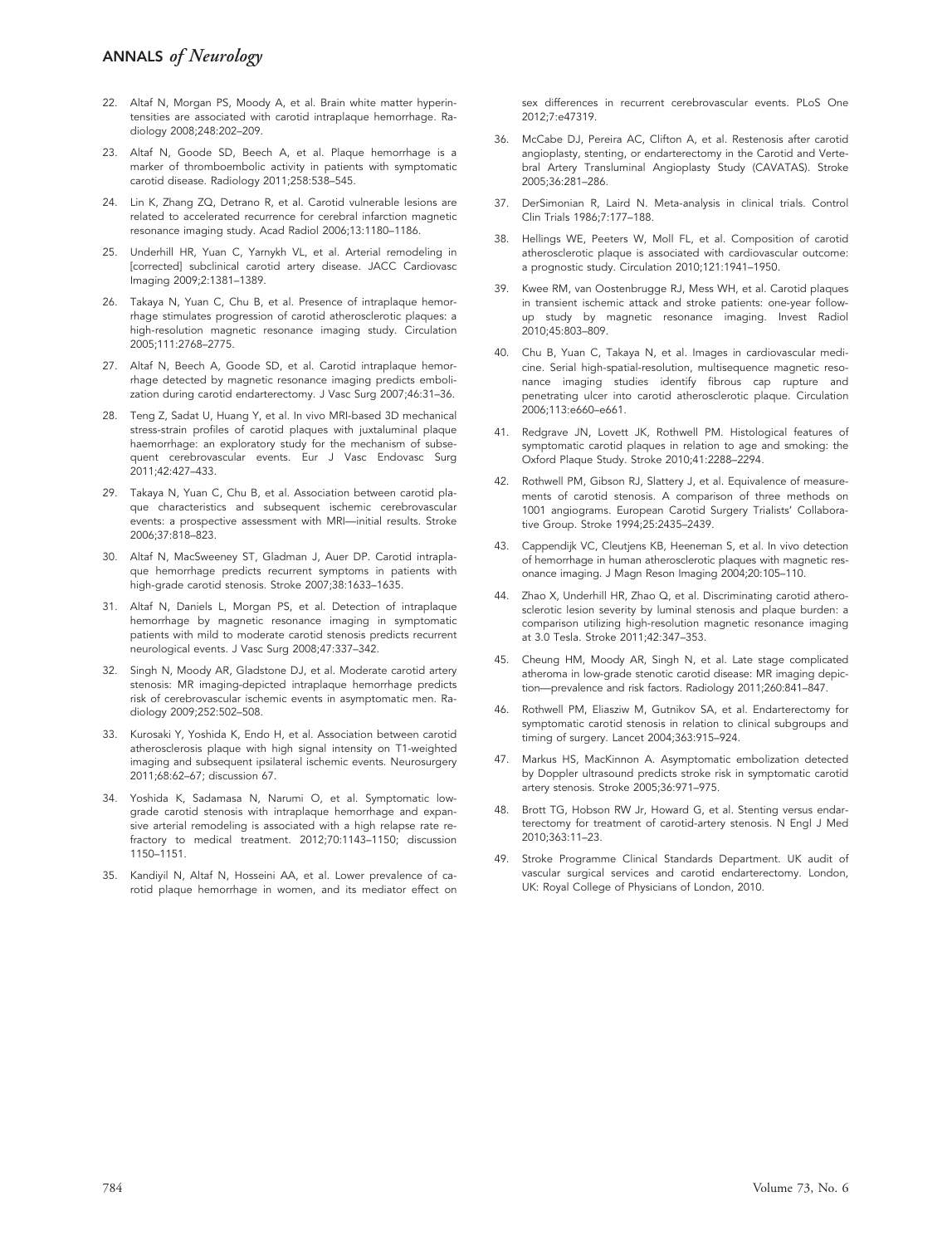22. Altaf N, Morgan PS, Moody A, et al. Brain white matter hyperintensities are associated with carotid intraplaque hemorrhage. Radiology 2008;248:202–209.

23. Altaf N, Goode SD, Beech A, et al. Plaque hemorrhage is a marker of thromboembolic activity in patients with symptomatic carotid disease. Radiology 2011;258:538–545.

24. Lin K, Zhang ZQ, Detrano R, et al. Carotid vulnerable lesions are related to accelerated recurrence for cerebral infarction magnetic resonance imaging study. Acad Radiol 2006;13:1180–1186.

25. Underhill HR, Yuan C, Yarnykh VL, et al. Arterial remodeling in [corrected] subclinical carotid artery disease. JACC Cardiovasc Imaging 2009;2:1381–1389.

26. Takaya N, Yuan C, Chu B, et al. Presence of intraplaque hemorrhage stimulates progression of carotid atherosclerotic plaques: a high-resolution magnetic resonance imaging study. Circulation 2005;111:2768–2775.

27. Altaf N, Beech A, Goode SD, et al. Carotid intraplaque hemorrhage detected by magnetic resonance imaging predicts embolization during carotid endarterectomy. J Vasc Surg 2007;46:31–36.

28. Teng Z, Sadat U, Huang Y, et al. In vivo MRI-based 3D mechanical stress-strain profiles of carotid plaques with juxtaluminal plaque haemorrhage: an exploratory study for the mechanism of subsequent cerebrovascular events. Eur J Vasc Endovasc Surg 2011;42:427–433.

29. Takaya N, Yuan C, Chu B, et al. Association between carotid plaque characteristics and subsequent ischemic cerebrovascular events: a prospective assessment with MRI—initial results. Stroke 2006;37:818–823.

30. Altaf N, MacSweeney ST, Gladman J, Auer DP. Carotid intraplaque hemorrhage predicts recurrent symptoms in patients with high-grade carotid stenosis. Stroke 2007;38:1633–1635.

31. Altaf N, Daniels L, Morgan PS, et al. Detection of intraplaque hemorrhage by magnetic resonance imaging in symptomatic patients with mild to moderate carotid stenosis predicts recurrent neurological events. J Vasc Surg 2008;47:337–342.

32. Singh N, Moody AR, Gladstone DJ, et al. Moderate carotid artery stenosis: MR imaging-depicted intraplaque hemorrhage predicts risk of cerebrovascular ischemic events in asymptomatic men. Radiology 2009;252:502–508.

33. Kurosaki Y, Yoshida K, Endo H, et al. Association between carotid atherosclerosis plaque with high signal intensity on T1-weighted imaging and subsequent ipsilateral ischemic events. Neurosurgery 2011;68:62–67; discussion 67.

34. Yoshida K, Sadamasa N, Narumi O, et al. Symptomatic low-grade carotid stenosis with intraplaque hemorrhage and expansive arterial remodeling is associated with a high relapse rate refractory to medical treatment. 2012;70:1143–1150; discussion 1150–1151.

35. Kandiyil N, Altaf N, Hosseini AA, et al. Lower prevalence of carotid plaque hemorrhage in women, and its mediator effect on sex differences in recurrent cerebrovascular events. PLoS One 2012;7:e47319.

36. McCabe DJ, Pereira AC, Clifton A, et al. Restenosis after carotid angioplasty, stenting, or endarterectomy in the Carotid and Vertebral Artery Transluminal Angioplasty Study (CAVATAS). Stroke 2005;36:281–286.

37. DerSimonian R, Laird N. Meta-analysis in clinical trials. Control Clin Trials 1986;7:177–188.

38. Hellings WE, Peeters W, Moll FL, et al. Composition of carotid atherosclerotic plaque is associated with cardiovascular outcome: a prognostic study. Circulation 2010;121:1941–1950.

39. Kwee RM, van Oostenbrugge RJ, Mess WH, et al. Carotid plaques in transient ischemic attack and stroke patients: one-year follow-up study by magnetic resonance imaging. Invest Radiol 2010;45:803–809.

40. Chu B, Yuan C, Takaya N, et al. Images in cardiovascular medicine. Serial high-spatial-resolution, multisequence magnetic resonance imaging studies identify fibrous cap rupture and penetrating ulcer into carotid atherosclerotic plaque. Circulation 2006;113:e660–e661.

41. Redgrave JN, Lovett JK, Rothwell PM. Histological features of symptomatic carotid plaques in relation to age and smoking: the Oxford Plaque Study. Stroke 2010;41:2288–2294.

42. Rothwell PM, Gibson RJ, Slattery J, et al. Equivalence of measurements of carotid stenosis. A comparison of three methods on 1001 angiograms. European Carotid Surgery Trialists' Collaborative Group. Stroke 1994;25:2435–2439.

43. Cappendijk VC, Cleutjens KB, Heeneman S, et al. In vivo detection of hemorrhage in human atherosclerotic plaques with magnetic resonance imaging. J Magn Reson Imaging 2004;20:105–110.

44. Zhao X, Underhill HR, Zhao Q, et al. Discriminating carotid atherosclerotic lesion severity by luminal stenosis and plaque burden: a comparison utilizing high-resolution magnetic resonance imaging at 3.0 Tesla. Stroke 2011;42:347–353.

45. Cheung HM, Moody AR, Singh N, et al. Late stage complicated atheroma in low-grade stenotic carotid disease: MR imaging depiction—prevalence and risk factors. Radiology 2011;260:841–847.

46. Rothwell PM, Eliasziw M, Gutnikov SA, et al. Endarterectomy for symptomatic carotid stenosis in relation to clinical subgroups and timing of surgery. Lancet 2004;363:915–924.

47. Markus HS, MacKinnon A. Asymptomatic embolization detected by Doppler ultrasound predicts stroke risk in symptomatic carotid artery stenosis. Stroke 2005;36:971–975.

48. Brott TG, Hobson RW Jr, Howard G, et al. Stenting versus endarterectomy for treatment of carotid-artery stenosis. N Engl J Med 2010;363:11–23.

49. Stroke Programme Clinical Standards Department. UK audit of vascular surgical services and carotid endarterectomy. London, UK: Royal College of Physicians of London, 2010.